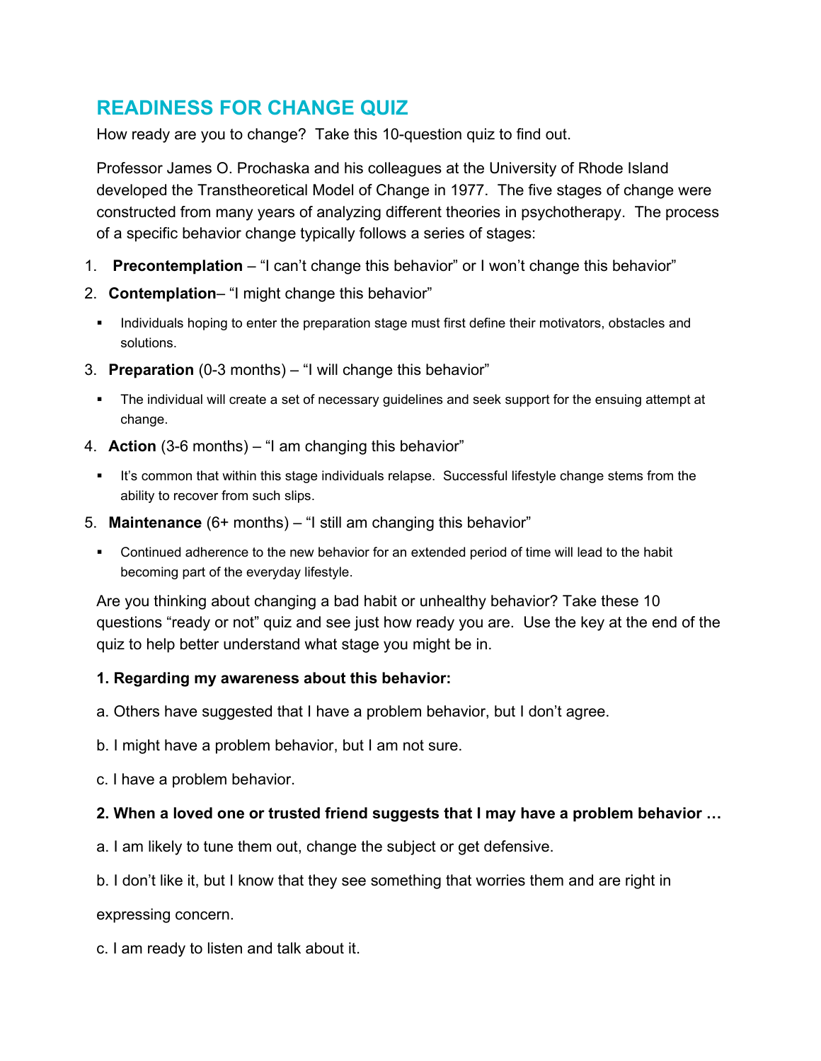# READINESS FOR CHANGE QUIZ

How ready are you to change? Take this 10-question quiz to find out.

Professor James O. Prochaska and his colleagues at the University of Rhode Island developed the Transtheoretical Model of Change in 1977. The five stages of change were constructed from many years of analyzing different theories in psychotherapy. The process of a specific behavior change typically follows a series of stages:

1. **Precontemplation** – "I can't change this behavior" or I won't change this behavior"
2. **Contemplation**– "I might change this behavior"
   - Individuals hoping to enter the preparation stage must first define their motivators, obstacles and solutions.
3. **Preparation** (0-3 months) – "I will change this behavior"
   - The individual will create a set of necessary guidelines and seek support for the ensuing attempt at change.
4. **Action** (3-6 months) – "I am changing this behavior"
   - It's common that within this stage individuals relapse. Successful lifestyle change stems from the ability to recover from such slips.
5. **Maintenance** (6+ months) – "I still am changing this behavior"
   - Continued adherence to the new behavior for an extended period of time will lead to the habit becoming part of the everyday lifestyle.

Are you thinking about changing a bad habit or unhealthy behavior? Take these 10 questions "ready or not" quiz and see just how ready you are. Use the key at the end of the quiz to help better understand what stage you might be in.

**1. Regarding my awareness about this behavior:**

a. Others have suggested that I have a problem behavior, but I don't agree.

b. I might have a problem behavior, but I am not sure.

c. I have a problem behavior.

**2. When a loved one or trusted friend suggests that I may have a problem behavior …**

a. I am likely to tune them out, change the subject or get defensive.

b. I don't like it, but I know that they see something that worries them and are right in expressing concern.

c. I am ready to listen and talk about it.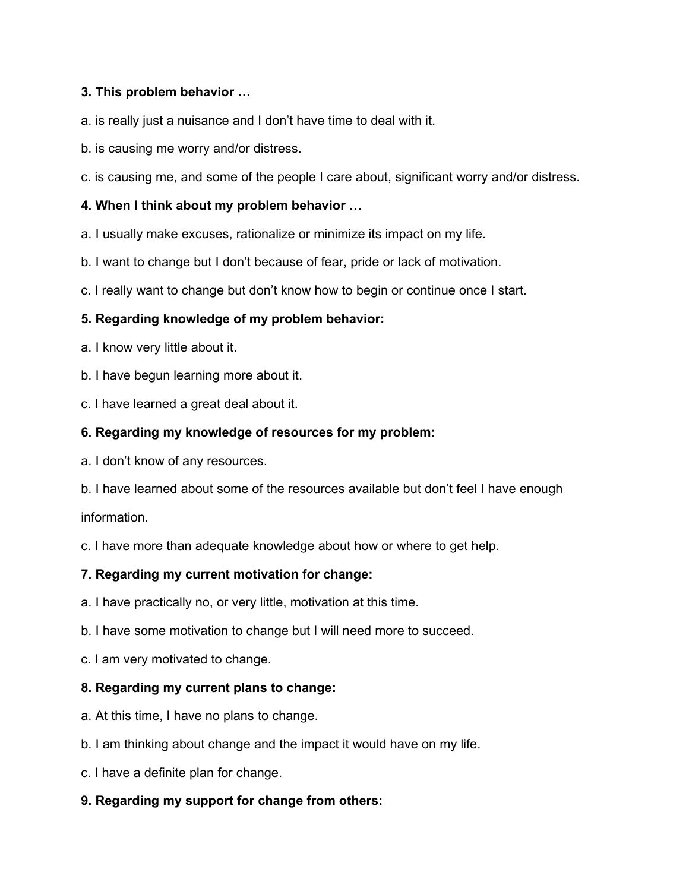**3. This problem behavior …**

a. is really just a nuisance and I don't have time to deal with it.

b. is causing me worry and/or distress.

c. is causing me, and some of the people I care about, significant worry and/or distress.

**4. When I think about my problem behavior …**

a. I usually make excuses, rationalize or minimize its impact on my life.

b. I want to change but I don't because of fear, pride or lack of motivation.

c. I really want to change but don't know how to begin or continue once I start.

**5. Regarding knowledge of my problem behavior:**

a. I know very little about it.

b. I have begun learning more about it.

c. I have learned a great deal about it.

**6. Regarding my knowledge of resources for my problem:**

a. I don't know of any resources.

b. I have learned about some of the resources available but don't feel I have enough information.

c. I have more than adequate knowledge about how or where to get help.

**7. Regarding my current motivation for change:**

a. I have practically no, or very little, motivation at this time.

b. I have some motivation to change but I will need more to succeed.

c. I am very motivated to change.

**8. Regarding my current plans to change:**

a. At this time, I have no plans to change.

b. I am thinking about change and the impact it would have on my life.

c. I have a definite plan for change.

**9. Regarding my support for change from others:**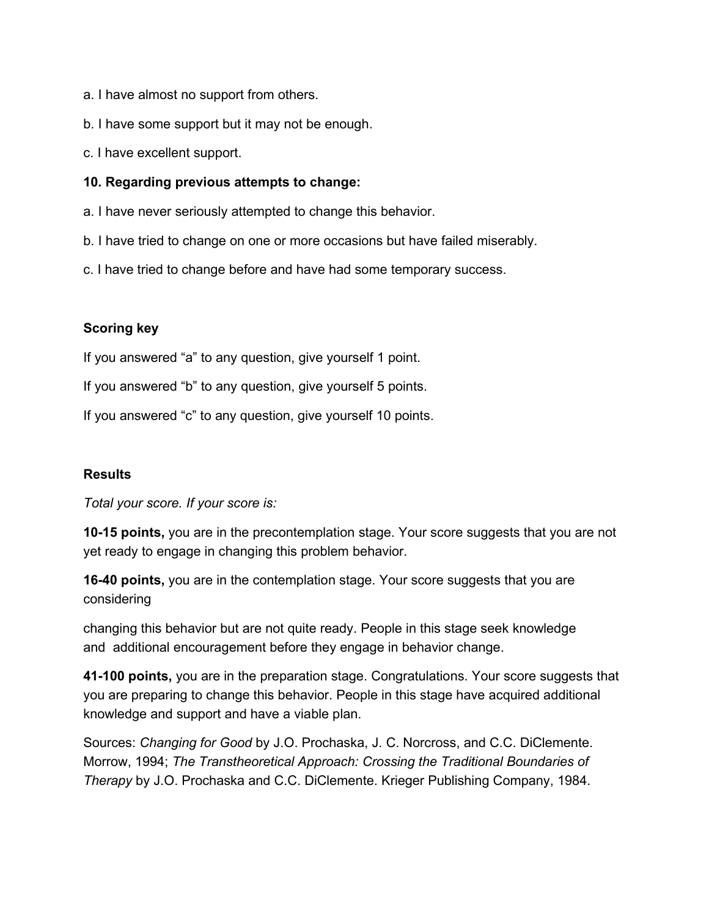a. I have almost no support from others.

b. I have some support but it may not be enough.

c. I have excellent support.

**10. Regarding previous attempts to change:**

a. I have never seriously attempted to change this behavior.

b. I have tried to change on one or more occasions but have failed miserably.

c. I have tried to change before and have had some temporary success.

**Scoring key**

If you answered "a" to any question, give yourself 1 point.

If you answered "b" to any question, give yourself 5 points.

If you answered "c" to any question, give yourself 10 points.

**Results**

*Total your score. If your score is:*

**10-15 points,** you are in the precontemplation stage. Your score suggests that you are not yet ready to engage in changing this problem behavior.

**16-40 points,** you are in the contemplation stage. Your score suggests that you are considering

changing this behavior but are not quite ready. People in this stage seek knowledge and additional encouragement before they engage in behavior change.

**41-100 points,** you are in the preparation stage. Congratulations. Your score suggests that you are preparing to change this behavior. People in this stage have acquired additional knowledge and support and have a viable plan.

Sources: *Changing for Good* by J.O. Prochaska, J. C. Norcross, and C.C. DiClemente. Morrow, 1994; *The Transtheoretical Approach: Crossing the Traditional Boundaries of Therapy* by J.O. Prochaska and C.C. DiClemente. Krieger Publishing Company, 1984.